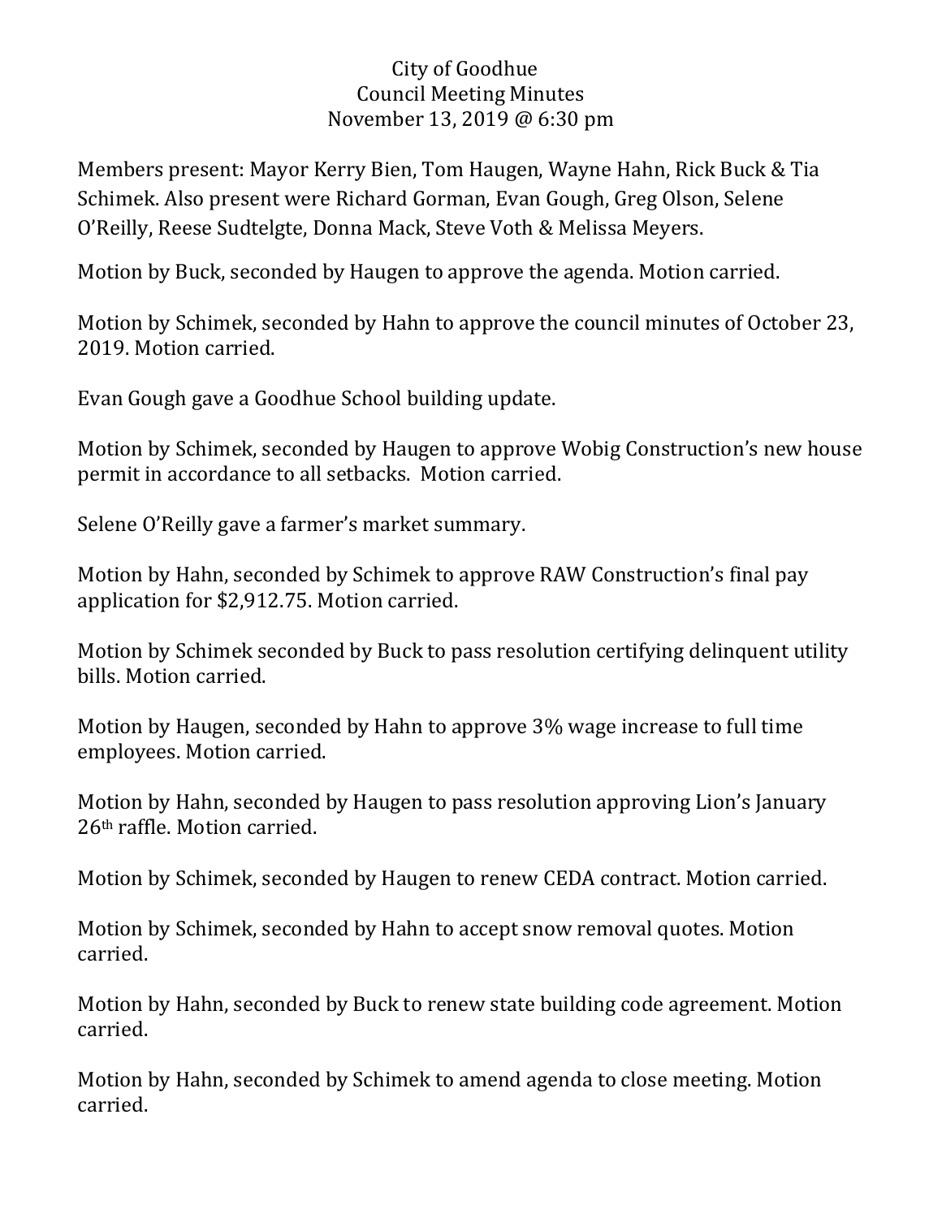# City of Goodhue
## Council Meeting Minutes
### November 13, 2019 @ 6:30 pm

Members present: Mayor Kerry Bien, Tom Haugen, Wayne Hahn, Rick Buck & Tia Schimek. Also present were Richard Gorman, Evan Gough, Greg Olson, Selene O'Reilly, Reese Sudtelgte, Donna Mack, Steve Voth & Melissa Meyers.

Motion by Buck, seconded by Haugen to approve the agenda. Motion carried.

Motion by Schimek, seconded by Hahn to approve the council minutes of October 23, 2019. Motion carried.

Evan Gough gave a Goodhue School building update.

Motion by Schimek, seconded by Haugen to approve Wobig Construction's new house permit in accordance to all setbacks. Motion carried.

Selene O'Reilly gave a farmer's market summary.

Motion by Hahn, seconded by Schimek to approve RAW Construction's final pay application for $2,912.75. Motion carried.

Motion by Schimek seconded by Buck to pass resolution certifying delinquent utility bills. Motion carried.

Motion by Haugen, seconded by Hahn to approve 3% wage increase to full time employees. Motion carried.

Motion by Hahn, seconded by Haugen to pass resolution approving Lion's January 26th raffle. Motion carried.

Motion by Schimek, seconded by Haugen to renew CEDA contract. Motion carried.

Motion by Schimek, seconded by Hahn to accept snow removal quotes. Motion carried.

Motion by Hahn, seconded by Buck to renew state building code agreement. Motion carried.

Motion by Hahn, seconded by Schimek to amend agenda to close meeting. Motion carried.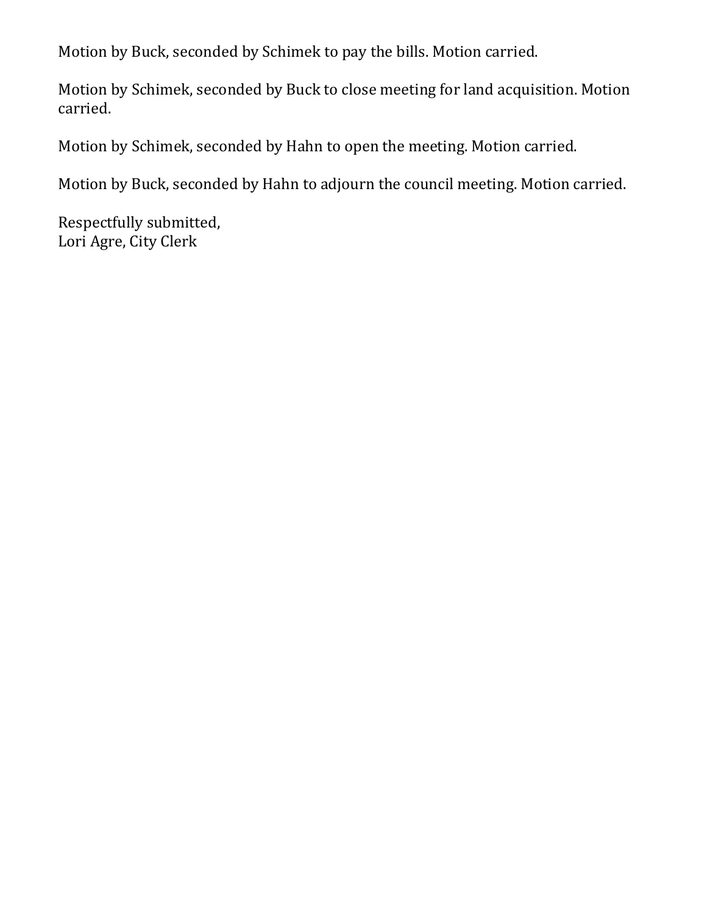Motion by Buck, seconded by Schimek to pay the bills. Motion carried.

Motion by Schimek, seconded by Buck to close meeting for land acquisition. Motion carried.

Motion by Schimek, seconded by Hahn to open the meeting. Motion carried.

Motion by Buck, seconded by Hahn to adjourn the council meeting. Motion carried.

Respectfully submitted,
Lori Agre, City Clerk